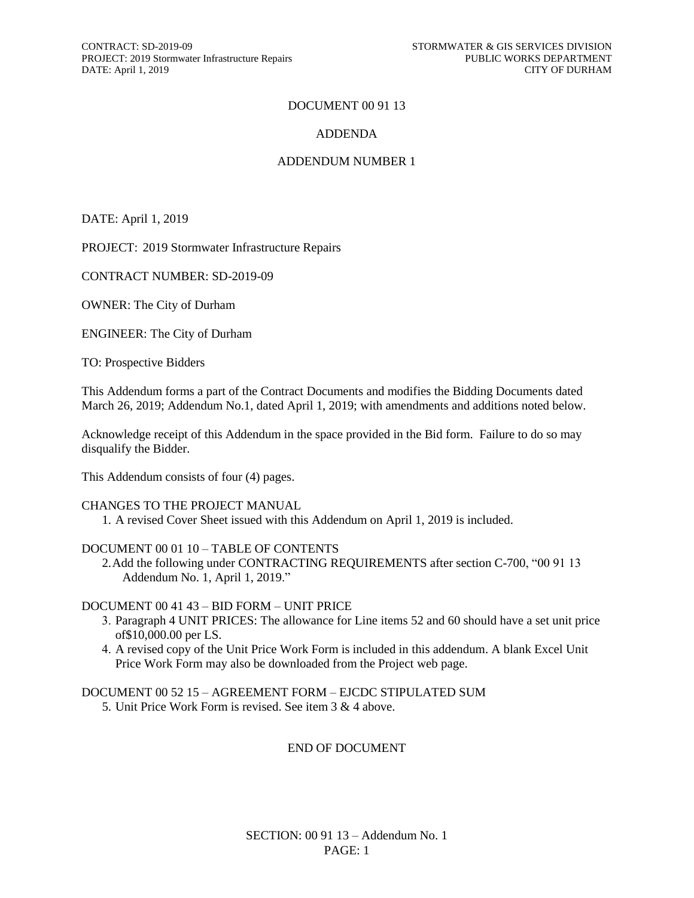# DOCUMENT 00 91 13

## ADDENDA

## ADDENDUM NUMBER 1

DATE: April 1, 2019

PROJECT: 2019 Stormwater Infrastructure Repairs

CONTRACT NUMBER: SD-2019-09

OWNER: The City of Durham

ENGINEER: The City of Durham

TO: Prospective Bidders

This Addendum forms a part of the Contract Documents and modifies the Bidding Documents dated March 26, 2019; Addendum No.1, dated April 1, 2019; with amendments and additions noted below.

Acknowledge receipt of this Addendum in the space provided in the Bid form. Failure to do so may disqualify the Bidder.

This Addendum consists of four (4) pages.

CHANGES TO THE PROJECT MANUAL

1. A revised Cover Sheet issued with this Addendum on April 1, 2019 is included.

DOCUMENT 00 01 10 – TABLE OF CONTENTS

2. Add the following under CONTRACTING REQUIREMENTS after section C-700, "00 91 13 Addendum No. 1, April 1, 2019."

DOCUMENT 00 41 43 – BID FORM – UNIT PRICE

3. Paragraph 4 UNIT PRICES: The allowance for Line items 52 and 60 should have a set unit price of$10,000.00 per LS.
4. A revised copy of the Unit Price Work Form is included in this addendum. A blank Excel Unit Price Work Form may also be downloaded from the Project web page.

DOCUMENT 00 52 15 – AGREEMENT FORM – EJCDC STIPULATED SUM

5. Unit Price Work Form is revised. See item 3 & 4 above.

END OF DOCUMENT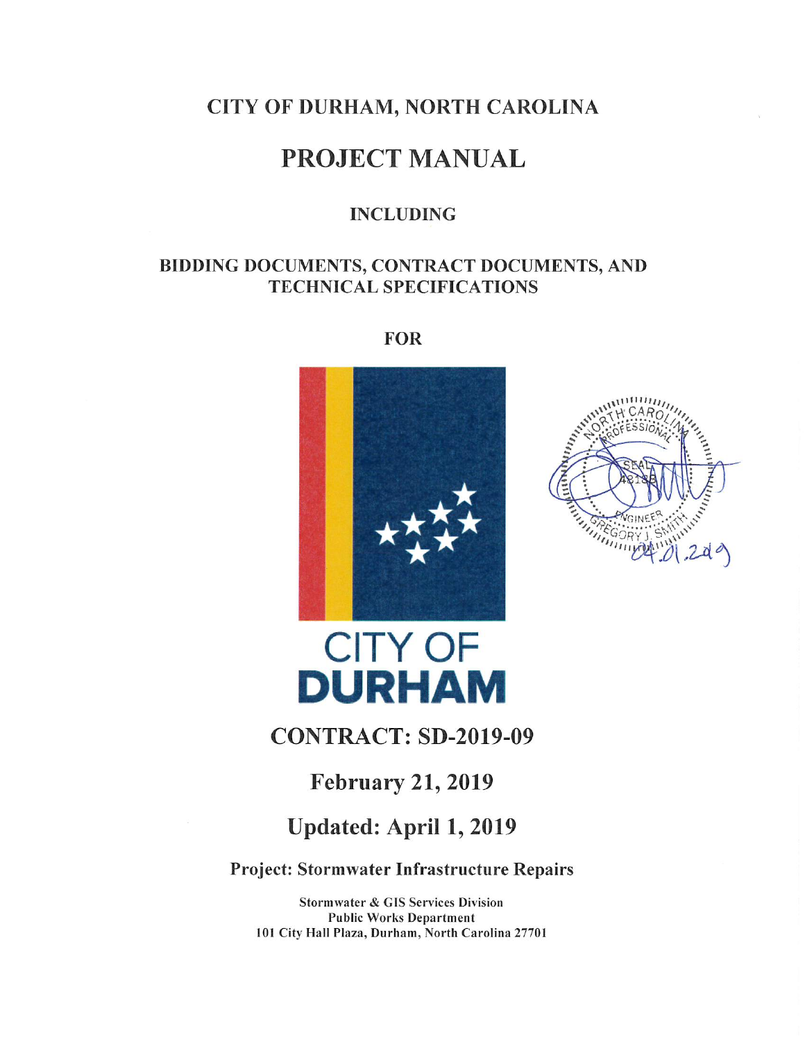# CITY OF DURHAM, NORTH CAROLINA

# PROJECT MANUAL

### INCLUDING

### BIDDING DOCUMENTS, CONTRACT DOCUMENTS, AND TECHNICAL SPECIFICATIONS

### FOR

CITY OF
**DURHAM**

## CONTRACT: SD-2019-09

## February 21, 2019

## Updated: April 1, 2019

### Project: Stormwater Infrastructure Repairs

**Stormwater & GIS Services Division**
**Public Works Department**
**101 City Hall Plaza, Durham, North Carolina 27701**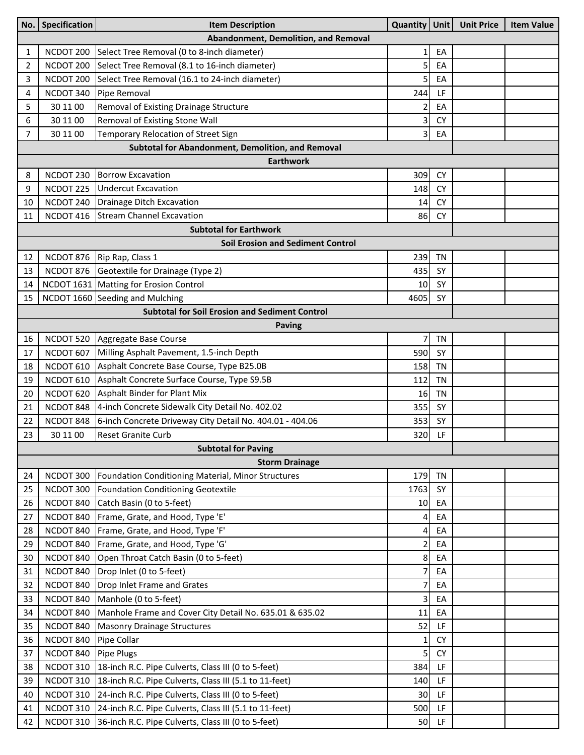| No. | Specification | Item Description | Quantity | Unit | Unit Price | Item Value |
|---|---|---|---|---|---|---|
| **Abandonment, Demolition, and Removal** | | | | | | |
| 1 | NCDOT 200 | Select Tree Removal (0 to 8-inch diameter) | 1 | EA | | |
| 2 | NCDOT 200 | Select Tree Removal (8.1 to 16-inch diameter) | 5 | EA | | |
| 3 | NCDOT 200 | Select Tree Removal (16.1 to 24-inch diameter) | 5 | EA | | |
| 4 | NCDOT 340 | Pipe Removal | 244 | LF | | |
| 5 | 30 11 00 | Removal of Existing Drainage Structure | 2 | EA | | |
| 6 | 30 11 00 | Removal of Existing Stone Wall | 3 | CY | | |
| 7 | 30 11 00 | Temporary Relocation of Street Sign | 3 | EA | | |
| **Subtotal for Abandonment, Demolition, and Removal** | | | | | | |
| **Earthwork** | | | | | | |
| 8 | NCDOT 230 | Borrow Excavation | 309 | CY | | |
| 9 | NCDOT 225 | Undercut Excavation | 148 | CY | | |
| 10 | NCDOT 240 | Drainage Ditch Excavation | 14 | CY | | |
| 11 | NCDOT 416 | Stream Channel Excavation | 86 | CY | | |
| **Subtotal for Earthwork** | | | | | | |
| **Soil Erosion and Sediment Control** | | | | | | |
| 12 | NCDOT 876 | Rip Rap, Class 1 | 239 | TN | | |
| 13 | NCDOT 876 | Geotextile for Drainage (Type 2) | 435 | SY | | |
| 14 | NCDOT 1631 | Matting for Erosion Control | 10 | SY | | |
| 15 | NCDOT 1660 | Seeding and Mulching | 4605 | SY | | |
| **Subtotal for Soil Erosion and Sediment Control** | | | | | | |
| **Paving** | | | | | | |
| 16 | NCDOT 520 | Aggregate Base Course | 7 | TN | | |
| 17 | NCDOT 607 | Milling Asphalt Pavement, 1.5-inch Depth | 590 | SY | | |
| 18 | NCDOT 610 | Asphalt Concrete Base Course, Type B25.0B | 158 | TN | | |
| 19 | NCDOT 610 | Asphalt Concrete Surface Course, Type S9.5B | 112 | TN | | |
| 20 | NCDOT 620 | Asphalt Binder for Plant Mix | 16 | TN | | |
| 21 | NCDOT 848 | 4-inch Concrete Sidewalk City Detail No. 402.02 | 355 | SY | | |
| 22 | NCDOT 848 | 6-inch Concrete Driveway City Detail No. 404.01 - 404.06 | 353 | SY | | |
| 23 | 30 11 00 | Reset Granite Curb | 320 | LF | | |
| **Subtotal for Paving** | | | | | | |
| **Storm Drainage** | | | | | | |
| 24 | NCDOT 300 | Foundation Conditioning Material, Minor Structures | 179 | TN | | |
| 25 | NCDOT 300 | Foundation Conditioning Geotextile | 1763 | SY | | |
| 26 | NCDOT 840 | Catch Basin (0 to 5-feet) | 10 | EA | | |
| 27 | NCDOT 840 | Frame, Grate, and Hood, Type 'E' | 4 | EA | | |
| 28 | NCDOT 840 | Frame, Grate, and Hood, Type 'F' | 4 | EA | | |
| 29 | NCDOT 840 | Frame, Grate, and Hood, Type 'G' | 2 | EA | | |
| 30 | NCDOT 840 | Open Throat Catch Basin (0 to 5-feet) | 8 | EA | | |
| 31 | NCDOT 840 | Drop Inlet (0 to 5-feet) | 7 | EA | | |
| 32 | NCDOT 840 | Drop Inlet Frame and Grates | 7 | EA | | |
| 33 | NCDOT 840 | Manhole (0 to 5-feet) | 3 | EA | | |
| 34 | NCDOT 840 | Manhole Frame and Cover City Detail No. 635.01 & 635.02 | 11 | EA | | |
| 35 | NCDOT 840 | Masonry Drainage Structures | 52 | LF | | |
| 36 | NCDOT 840 | Pipe Collar | 1 | CY | | |
| 37 | NCDOT 840 | Pipe Plugs | 5 | CY | | |
| 38 | NCDOT 310 | 18-inch R.C. Pipe Culverts, Class III (0 to 5-feet) | 384 | LF | | |
| 39 | NCDOT 310 | 18-inch R.C. Pipe Culverts, Class III (5.1 to 11-feet) | 140 | LF | | |
| 40 | NCDOT 310 | 24-inch R.C. Pipe Culverts, Class III (0 to 5-feet) | 30 | LF | | |
| 41 | NCDOT 310 | 24-inch R.C. Pipe Culverts, Class III (5.1 to 11-feet) | 500 | LF | | |
| 42 | NCDOT 310 | 36-inch R.C. Pipe Culverts, Class III (0 to 5-feet) | 50 | LF | | |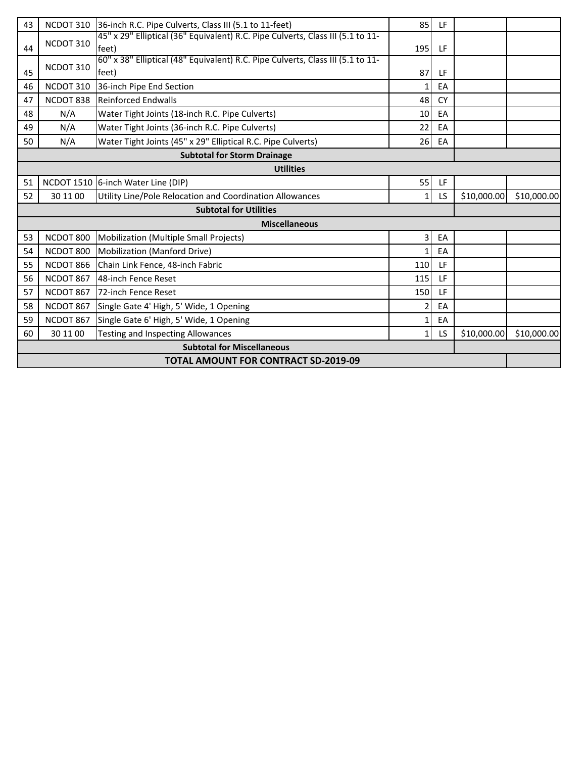| | | | | | | |
|---|---|---|---|---|---|---|
| 43 | NCDOT 310 | 36-inch R.C. Pipe Culverts, Class III (5.1 to 11-feet) | 85 | LF | | |
| 44 | NCDOT 310 | 45" x 29" Elliptical (36" Equivalent) R.C. Pipe Culverts, Class III (5.1 to 11-feet) | 195 | LF | | |
| 45 | NCDOT 310 | 60" x 38" Elliptical (48" Equivalent) R.C. Pipe Culverts, Class III (5.1 to 11-feet) | 87 | LF | | |
| 46 | NCDOT 310 | 36-inch Pipe End Section | 1 | EA | | |
| 47 | NCDOT 838 | Reinforced Endwalls | 48 | CY | | |
| 48 | N/A | Water Tight Joints (18-inch R.C. Pipe Culverts) | 10 | EA | | |
| 49 | N/A | Water Tight Joints (36-inch R.C. Pipe Culverts) | 22 | EA | | |
| 50 | N/A | Water Tight Joints (45" x 29" Elliptical R.C. Pipe Culverts) | 26 | EA | | |
| | | **Subtotal for Storm Drainage** | | | | |
| | | **Utilities** | | | | |
| 51 | NCDOT 1510 | 6-inch Water Line (DIP) | 55 | LF | | |
| 52 | 30 11 00 | Utility Line/Pole Relocation and Coordination Allowances | 1 | LS | $10,000.00 | $10,000.00 |
| | | **Subtotal for Utilities** | | | | |
| | | **Miscellaneous** | | | | |
| 53 | NCDOT 800 | Mobilization (Multiple Small Projects) | 3 | EA | | |
| 54 | NCDOT 800 | Mobilization (Manford Drive) | 1 | EA | | |
| 55 | NCDOT 866 | Chain Link Fence, 48-inch Fabric | 110 | LF | | |
| 56 | NCDOT 867 | 48-inch Fence Reset | 115 | LF | | |
| 57 | NCDOT 867 | 72-inch Fence Reset | 150 | LF | | |
| 58 | NCDOT 867 | Single Gate 4' High, 5' Wide, 1 Opening | 2 | EA | | |
| 59 | NCDOT 867 | Single Gate 6' High, 5' Wide, 1 Opening | 1 | EA | | |
| 60 | 30 11 00 | Testing and Inspecting Allowances | 1 | LS | $10,000.00 | $10,000.00 |
| | | **Subtotal for Miscellaneous** | | | | |
| | | **TOTAL AMOUNT FOR CONTRACT SD-2019-09** | | | | |